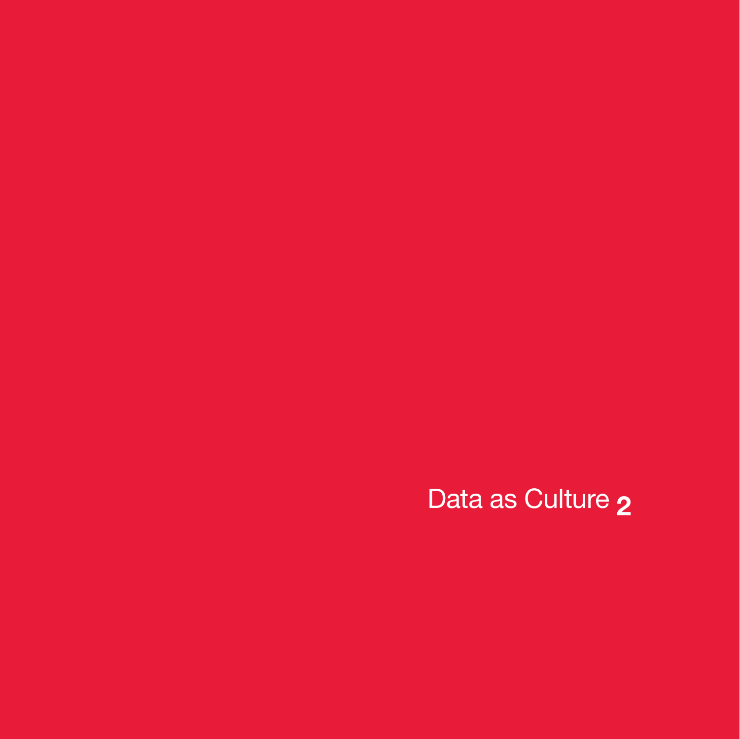# Data as Culture **2**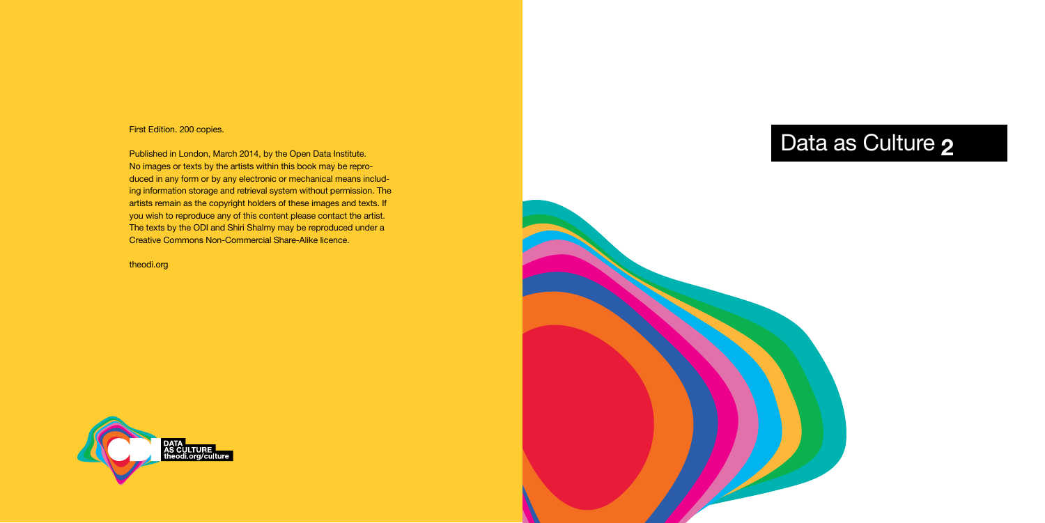First Edition. 200 copies.

Published in London, March 2014, by the Open Data Institute. No images or texts by the artists within this book may be reproduced in any form or by any electronic or mechanical means including information storage and retrieval system without permission. The artists remain as the copyright holders of these images and texts. If you wish to reproduce any of this content please contact the artist. The texts by the ODI and Shiri Shalmy may be reproduced under a Creative Commons Non-Commercial Share-Alike licence.

theodi.org

DATA AS CULTURE theodi.org/culture

# Data as Culture 2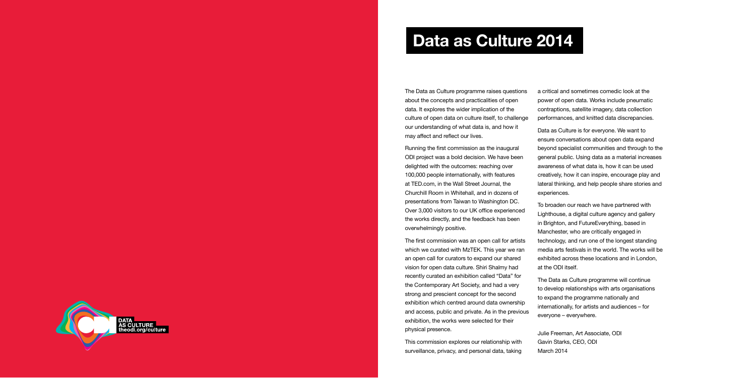# Data as Culture 2014

The Data as Culture programme raises questions about the concepts and practicalities of open data. It explores the wider implication of the culture of open data on culture itself, to challenge our understanding of what data is, and how it may affect and reflect our lives.

Running the first commission as the inaugural ODI project was a bold decision. We have been delighted with the outcomes: reaching over 100,000 people internationally, with features at TED.com, in the Wall Street Journal, the Churchill Room in Whitehall, and in dozens of presentations from Taiwan to Washington DC. Over 3,000 visitors to our UK office experienced the works directly, and the feedback has been overwhelmingly positive.

The first commission was an open call for artists which we curated with MzTEK. This year we ran an open call for curators to expand our shared vision for open data culture. Shiri Shalmy had recently curated an exhibition called "Data" for the Contemporary Art Society, and had a very strong and prescient concept for the second exhibition which centred around data ownership and access, public and private. As in the previous exhibition, the works were selected for their physical presence.

This commission explores our relationship with surveillance, privacy, and personal data, taking a critical and sometimes comedic look at the power of open data. Works include pneumatic contraptions, satellite imagery, data collection performances, and knitted data discrepancies.

Data as Culture is for everyone. We want to ensure conversations about open data expand beyond specialist communities and through to the general public. Using data as a material increases awareness of what data is, how it can be used creatively, how it can inspire, encourage play and lateral thinking, and help people share stories and experiences.

To broaden our reach we have partnered with Lighthouse, a digital culture agency and gallery in Brighton, and FutureEverything, based in Manchester, who are critically engaged in technology, and run one of the longest standing media arts festivals in the world. The works will be exhibited across these locations and in London, at the ODI itself.

The Data as Culture programme will continue to develop relationships with arts organisations to expand the programme nationally and internationally, for artists and audiences – for everyone – everywhere.

Julie Freeman, Art Associate, ODI
Gavin Starks, CEO, ODI
March 2014

DATA AS CULTURE
theodi.org/culture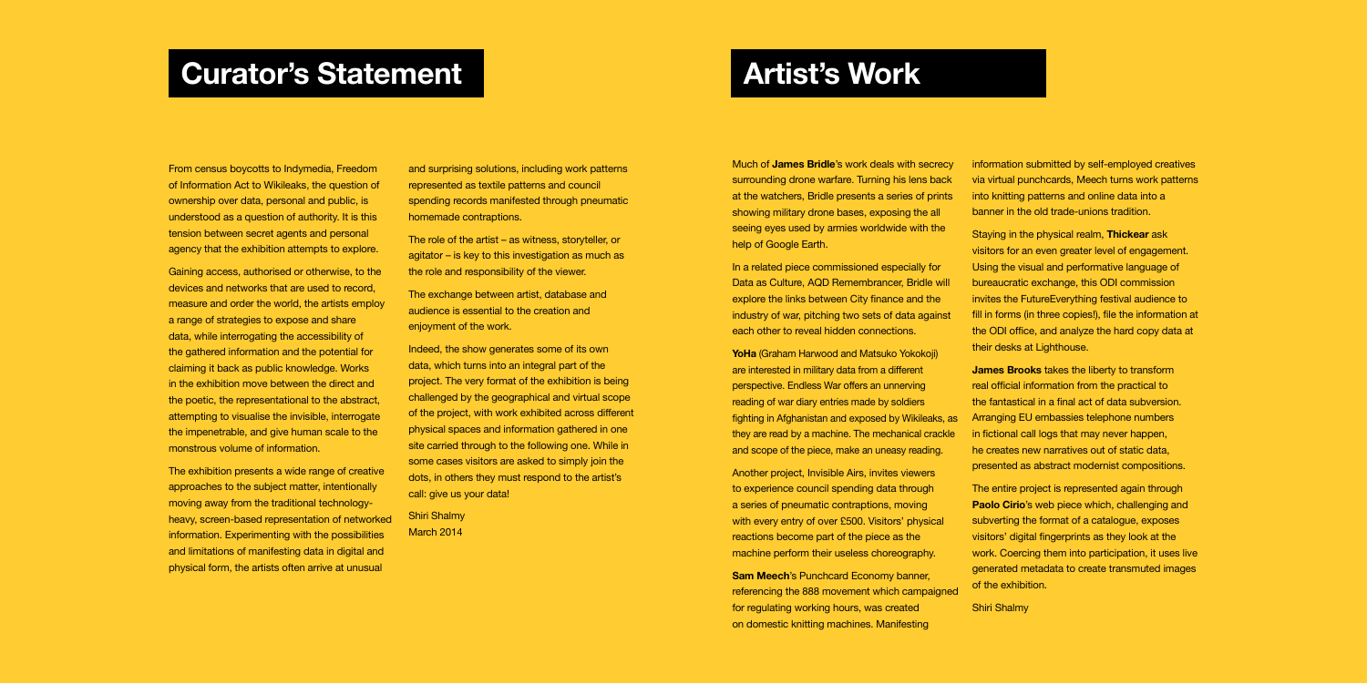## Curator's Statement

From census boycotts to Indymedia, Freedom of Information Act to Wikileaks, the question of ownership over data, personal and public, is understood as a question of authority. It is this tension between secret agents and personal agency that the exhibition attempts to explore.

Gaining access, authorised or otherwise, to the devices and networks that are used to record, measure and order the world, the artists employ a range of strategies to expose and share data, while interrogating the accessibility of the gathered information and the potential for claiming it back as public knowledge. Works in the exhibition move between the direct and the poetic, the representational to the abstract, attempting to visualise the invisible, interrogate the impenetrable, and give human scale to the monstrous volume of information.

The exhibition presents a wide range of creative approaches to the subject matter, intentionally moving away from the traditional technology-heavy, screen-based representation of networked information. Experimenting with the possibilities and limitations of manifesting data in digital and physical form, the artists often arrive at unusual and surprising solutions, including work patterns represented as textile patterns and council spending records manifested through pneumatic homemade contraptions.

The role of the artist – as witness, storyteller, or agitator – is key to this investigation as much as the role and responsibility of the viewer.

The exchange between artist, database and audience is essential to the creation and enjoyment of the work.

Indeed, the show generates some of its own data, which turns into an integral part of the project. The very format of the exhibition is being challenged by the geographical and virtual scope of the project, with work exhibited across different physical spaces and information gathered in one site carried through to the following one. While in some cases visitors are asked to simply join the dots, in others they must respond to the artist's call: give us your data!

Shiri Shalmy
March 2014

## Artist's Work

Much of **James Bridle**'s work deals with secrecy surrounding drone warfare. Turning his lens back at the watchers, Bridle presents a series of prints showing military drone bases, exposing the all seeing eyes used by armies worldwide with the help of Google Earth.

In a related piece commissioned especially for Data as Culture, AQD Remembrancer, Bridle will explore the links between City finance and the industry of war, pitching two sets of data against each other to reveal hidden connections.

**YoHa** (Graham Harwood and Matsuko Yokokoji) are interested in military data from a different perspective. Endless War offers an unnerving reading of war diary entries made by soldiers fighting in Afghanistan and exposed by Wikileaks, as they are read by a machine. The mechanical crackle and scope of the piece, make an uneasy reading.

Another project, Invisible Airs, invites viewers to experience council spending data through a series of pneumatic contraptions, moving with every entry of over £500. Visitors' physical reactions become part of the piece as the machine perform their useless choreography.

**Sam Meech**'s Punchcard Economy banner, referencing the 888 movement which campaigned for regulating working hours, was created on domestic knitting machines. Manifesting information submitted by self-employed creatives via virtual punchcards, Meech turns work patterns into knitting patterns and online data into a banner in the old trade-unions tradition.

Staying in the physical realm, **Thickear** ask visitors for an even greater level of engagement. Using the visual and performative language of bureaucratic exchange, this ODI commission invites the FutureEverything festival audience to fill in forms (in three copies!), file the information at the ODI office, and analyze the hard copy data at their desks at Lighthouse.

**James Brooks** takes the liberty to transform real official information from the practical to the fantastical in a final act of data subversion. Arranging EU embassies telephone numbers in fictional call logs that may never happen, he creates new narratives out of static data, presented as abstract modernist compositions.

The entire project is represented again through **Paolo Cirio**'s web piece which, challenging and subverting the format of a catalogue, exposes visitors' digital fingerprints as they look at the work. Coercing them into participation, it uses live generated metadata to create transmuted images of the exhibition.

Shiri Shalmy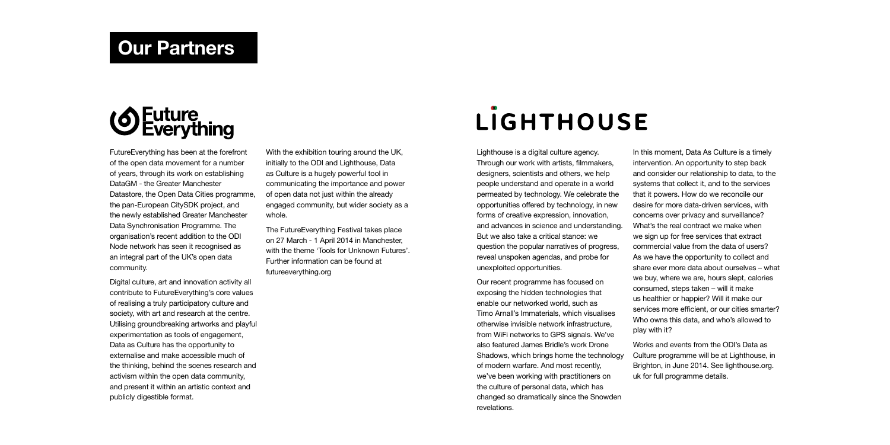# Our Partners

## FutureEverything

FutureEverything has been at the forefront of the open data movement for a number of years, through its work on establishing DataGM - the Greater Manchester Datastore, the Open Data Cities programme, the pan-European CitySDK project, and the newly established Greater Manchester Data Synchronisation Programme. The organisation's recent addition to the ODI Node network has seen it recognised as an integral part of the UK's open data community.

Digital culture, art and innovation activity all contribute to FutureEverything's core values of realising a truly participatory culture and society, with art and research at the centre. Utilising groundbreaking artworks and playful experimentation as tools of engagement, Data as Culture has the opportunity to externalise and make accessible much of the thinking, behind the scenes research and activism within the open data community, and present it within an artistic context and publicly digestible format.

With the exhibition touring around the UK, initially to the ODI and Lighthouse, Data as Culture is a hugely powerful tool in communicating the importance and power of open data not just within the already engaged community, but wider society as a whole.

The FutureEverything Festival takes place on 27 March - 1 April 2014 in Manchester, with the theme 'Tools for Unknown Futures'. Further information can be found at futureeverything.org

## LIGHTHOUSE

Lighthouse is a digital culture agency. Through our work with artists, filmmakers, designers, scientists and others, we help people understand and operate in a world permeated by technology. We celebrate the opportunities offered by technology, in new forms of creative expression, innovation, and advances in science and understanding. But we also take a critical stance: we question the popular narratives of progress, reveal unspoken agendas, and probe for unexploited opportunities.

Our recent programme has focused on exposing the hidden technologies that enable our networked world, such as Timo Arnall's Immaterials, which visualises otherwise invisible network infrastructure, from WiFi networks to GPS signals. We've also featured James Bridle's work Drone Shadows, which brings home the technology of modern warfare. And most recently, we've been working with practitioners on the culture of personal data, which has changed so dramatically since the Snowden revelations.

In this moment, Data As Culture is a timely intervention. An opportunity to step back and consider our relationship to data, to the systems that collect it, and to the services that it powers. How do we reconcile our desire for more data-driven services, with concerns over privacy and surveillance? What's the real contract we make when we sign up for free services that extract commercial value from the data of users? As we have the opportunity to collect and share ever more data about ourselves – what we buy, where we are, hours slept, calories consumed, steps taken – will it make us healthier or happier? Will it make our services more efficient, or our cities smarter? Who owns this data, and who's allowed to play with it?

Works and events from the ODI's Data as Culture programme will be at Lighthouse, in Brighton, in June 2014. See lighthouse.org.uk for full programme details.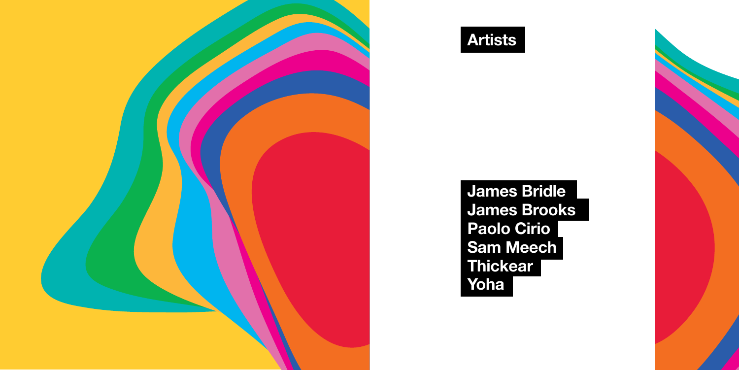# Artists

James Bridle
James Brooks
Paolo Cirio
Sam Meech
Thickear
Yoha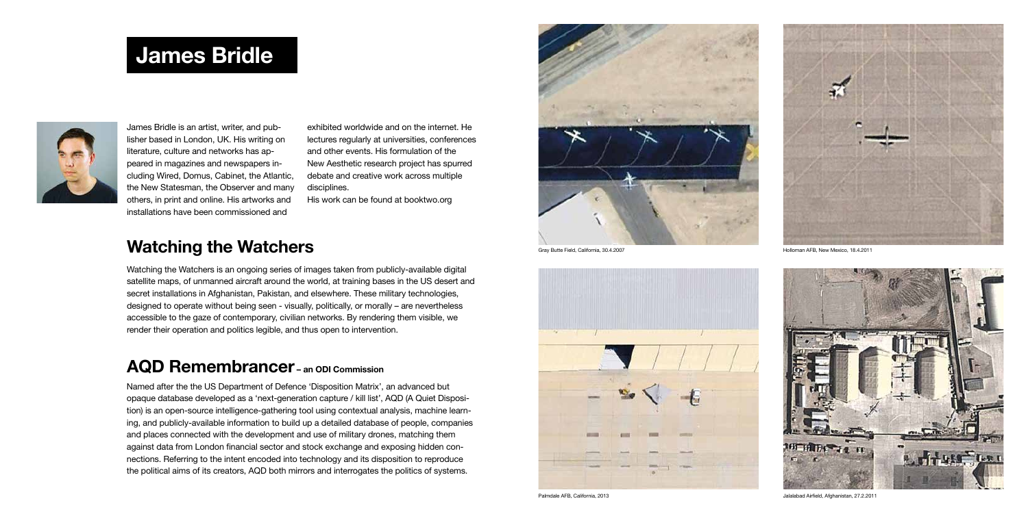# James Bridle

James Bridle is an artist, writer, and publisher based in London, UK. His writing on literature, culture and networks has appeared in magazines and newspapers including Wired, Domus, Cabinet, the Atlantic, the New Statesman, the Observer and many others, in print and online. His artworks and installations have been commissioned and exhibited worldwide and on the internet. He lectures regularly at universities, conferences and other events. His formulation of the New Aesthetic research project has spurred debate and creative work across multiple disciplines.

His work can be found at booktwo.org

## Watching the Watchers

Watching the Watchers is an ongoing series of images taken from publicly-available digital satellite maps, of unmanned aircraft around the world, at training bases in the US desert and secret installations in Afghanistan, Pakistan, and elsewhere. These military technologies, designed to operate without being seen - visually, politically, or morally – are nevertheless accessible to the gaze of contemporary, civilian networks. By rendering them visible, we render their operation and politics legible, and thus open to intervention.

## AQD Remembrancer – an ODI Commission

Named after the the US Department of Defence 'Disposition Matrix', an advanced but opaque database developed as a 'next-generation capture / kill list', AQD (A Quiet Disposition) is an open-source intelligence-gathering tool using contextual analysis, machine learning, and publicly-available information to build up a detailed database of people, companies and places connected with the development and use of military drones, matching them against data from London financial sector and stock exchange and exposing hidden connections. Referring to the intent encoded into technology and its disposition to reproduce the political aims of its creators, AQD both mirrors and interrogates the politics of systems.

Gray Butte Field, California, 30.4.2007

Holloman AFB, New Mexico, 18.4.2011

Palmdale AFB, California, 2013

Jalalabad Airfield, Afghanistan, 27.2.2011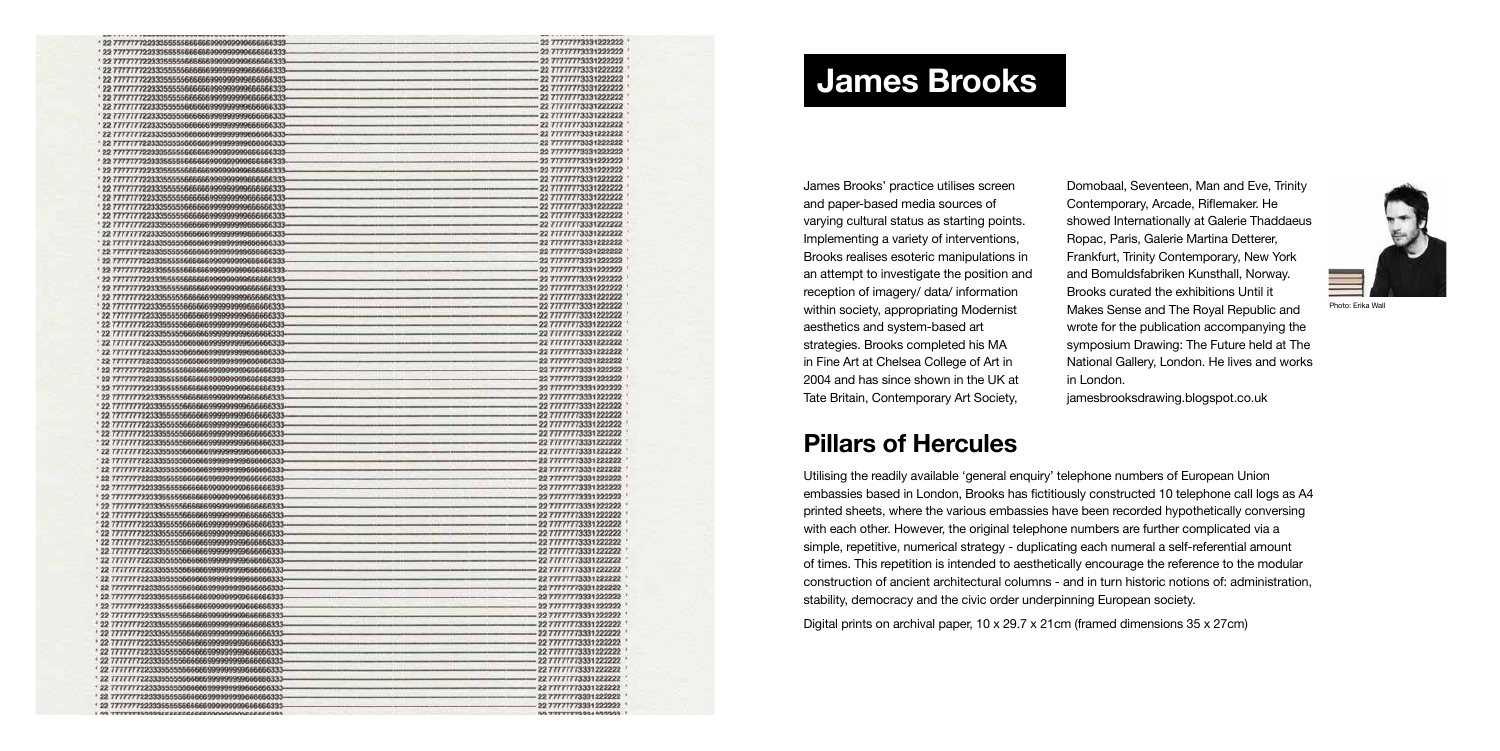# James Brooks

James Brooks' practice utilises screen and paper-based media sources of varying cultural status as starting points. Implementing a variety of interventions, Brooks realises esoteric manipulations in an attempt to investigate the position and reception of imagery/ data/ information within society, appropriating Modernist aesthetics and system-based art strategies. Brooks completed his MA in Fine Art at Chelsea College of Art in 2004 and has since shown in the UK at Tate Britain, Contemporary Art Society, Domobaal, Seventeen, Man and Eve, Trinity Contemporary, Arcade, Riflemaker. He showed Internationally at Galerie Thaddaeus Ropac, Paris, Galerie Martina Detterer, Frankfurt, Trinity Contemporary, New York and Bomuldsfabriken Kunsthall, Norway. Brooks curated the exhibitions Until it Makes Sense and The Royal Republic and wrote for the publication accompanying the symposium Drawing: The Future held at The National Gallery, London. He lives and works in London.

jamesbrooksdrawing.blogspot.co.uk

Photo: Erika Wall

## Pillars of Hercules

Utilising the readily available 'general enquiry' telephone numbers of European Union embassies based in London, Brooks has fictitiously constructed 10 telephone call logs as A4 printed sheets, where the various embassies have been recorded hypothetically conversing with each other. However, the original telephone numbers are further complicated via a simple, repetitive, numerical strategy - duplicating each numeral a self-referential amount of times. This repetition is intended to aesthetically encourage the reference to the modular construction of ancient architectural columns - and in turn historic notions of: administration, stability, democracy and the civic order underpinning European society.

Digital prints on archival paper, 10 x 29.7 x 21cm (framed dimensions 35 x 27cm)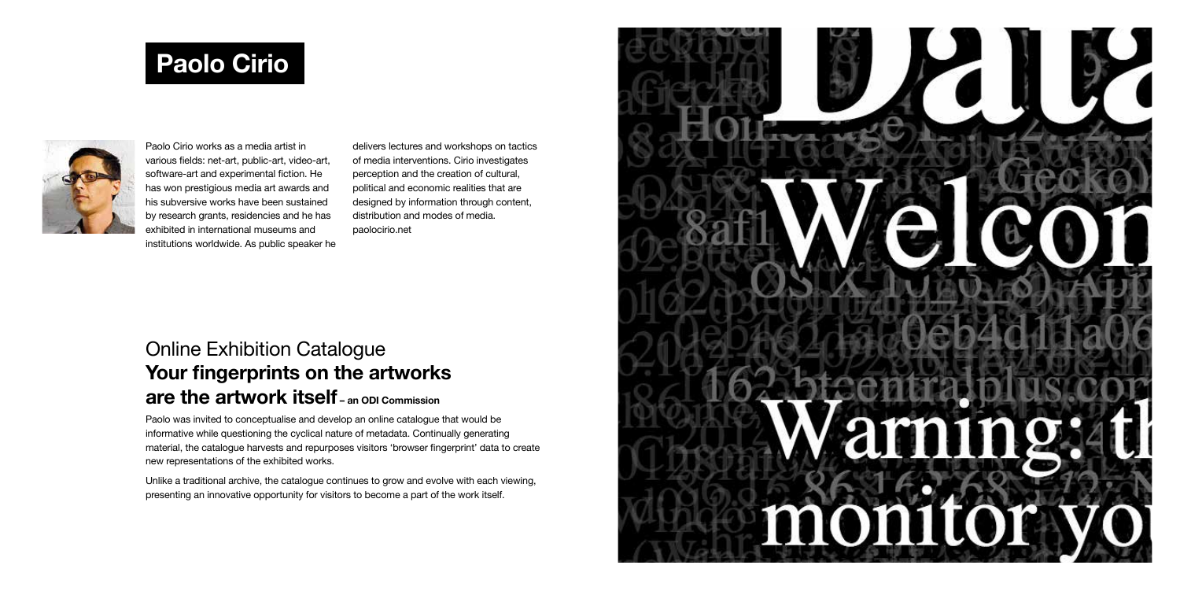# Paolo Cirio

Paolo Cirio works as a media artist in various fields: net-art, public-art, video-art, software-art and experimental fiction. He has won prestigious media art awards and his subversive works have been sustained by research grants, residencies and he has exhibited in international museums and institutions worldwide. As public speaker he delivers lectures and workshops on tactics of media interventions. Cirio investigates perception and the creation of cultural, political and economic realities that are designed by information through content, distribution and modes of media.
paolocirio.net

## Online Exhibition Catalogue
## **Your fingerprints on the artworks are the artwork itself** – an ODI Commission

Paolo was invited to conceptualise and develop an online catalogue that would be informative while questioning the cyclical nature of metadata. Continually generating material, the catalogue harvests and repurposes visitors 'browser fingerprint' data to create new representations of the exhibited works.

Unlike a traditional archive, the catalogue continues to grow and evolve with each viewing, presenting an innovative opportunity for visitors to become a part of the work itself.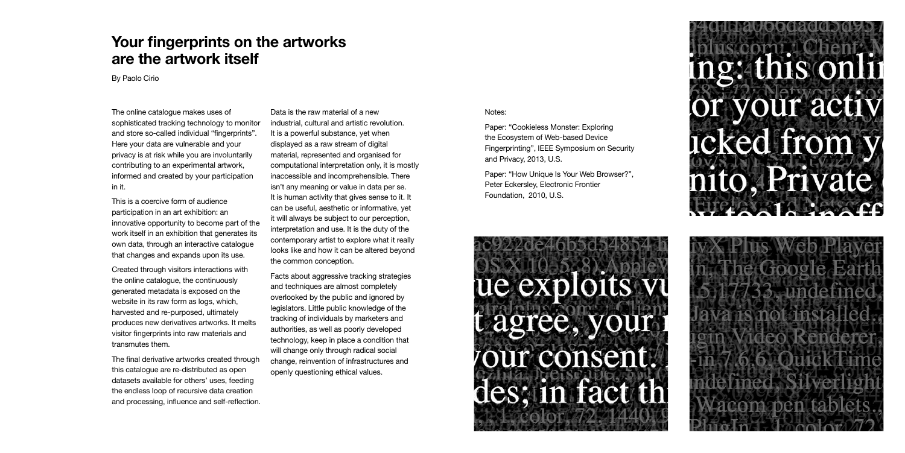# Your fingerprints on the artworks are the artwork itself

By Paolo Cirio

The online catalogue makes uses of sophisticated tracking technology to monitor and store so-called individual "fingerprints". Here your data are vulnerable and your privacy is at risk while you are involuntarily contributing to an experimental artwork, informed and created by your participation in it.

This is a coercive form of audience participation in an art exhibition: an innovative opportunity to become part of the work itself in an exhibition that generates its own data, through an interactive catalogue that changes and expands upon its use.

Created through visitors interactions with the online catalogue, the continuously generated metadata is exposed on the website in its raw form as logs, which, harvested and re-purposed, ultimately produces new derivatives artworks. It melts visitor fingerprints into raw materials and transmutes them.

The final derivative artworks created through this catalogue are re-distributed as open datasets available for others' uses, feeding the endless loop of recursive data creation and processing, influence and self-reflection.

Data is the raw material of a new industrial, cultural and artistic revolution. It is a powerful substance, yet when displayed as a raw stream of digital material, represented and organised for computational interpretation only, it is mostly inaccessible and incomprehensible. There isn't any meaning or value in data per se. It is human activity that gives sense to it. It can be useful, aesthetic or informative, yet it will always be subject to our perception, interpretation and use. It is the duty of the contemporary artist to explore what it really looks like and how it can be altered beyond the common conception.

Facts about aggressive tracking strategies and techniques are almost completely overlooked by the public and ignored by legislators. Little public knowledge of the tracking of individuals by marketers and authorities, as well as poorly developed technology, keep in place a condition that will change only through radical social change, reinvention of infrastructures and openly questioning ethical values.

Notes:

Paper: "Cookieless Monster: Exploring the Ecosystem of Web-based Device Fingerprinting", IEEE Symposium on Security and Privacy, 2013, U.S.

Paper: "How Unique Is Your Web Browser?", Peter Eckersley, Electronic Frontier Foundation, 2010, U.S.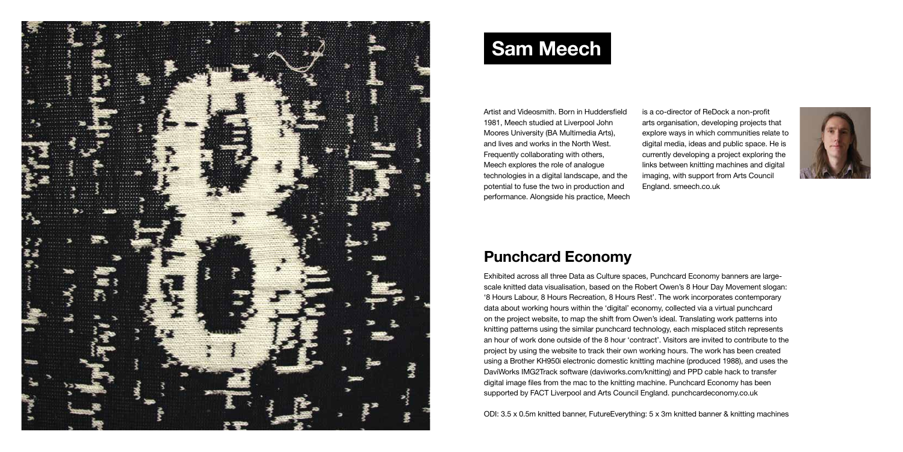# Sam Meech

Artist and Videosmith. Born in Huddersfield 1981, Meech studied at Liverpool John Moores University (BA Multimedia Arts), and lives and works in the North West. Frequently collaborating with others, Meech explores the role of analogue technologies in a digital landscape, and the potential to fuse the two in production and performance. Alongside his practice, Meech is a co-director of ReDock a non-profit arts organisation, developing projects that explore ways in which communities relate to digital media, ideas and public space. He is currently developing a project exploring the links between knitting machines and digital imaging, with support from Arts Council England. smeech.co.uk

## Punchcard Economy

Exhibited across all three Data as Culture spaces, Punchcard Economy banners are large-scale knitted data visualisation, based on the Robert Owen's 8 Hour Day Movement slogan: '8 Hours Labour, 8 Hours Recreation, 8 Hours Rest'. The work incorporates contemporary data about working hours within the 'digital' economy, collected via a virtual punchcard on the project website, to map the shift from Owen's ideal. Translating work patterns into knitting patterns using the similar punchcard technology, each misplaced stitch represents an hour of work done outside of the 8 hour 'contract'. Visitors are invited to contribute to the project by using the website to track their own working hours. The work has been created using a Brother KH950i electronic domestic knitting machine (produced 1988), and uses the DaviWorks IMG2Track software (daviworks.com/knitting) and PPD cable hack to transfer digital image files from the mac to the knitting machine. Punchcard Economy has been supported by FACT Liverpool and Arts Council England. punchcardeconomy.co.uk

ODI: 3.5 x 0.5m knitted banner, FutureEverything: 5 x 3m knitted banner & knitting machines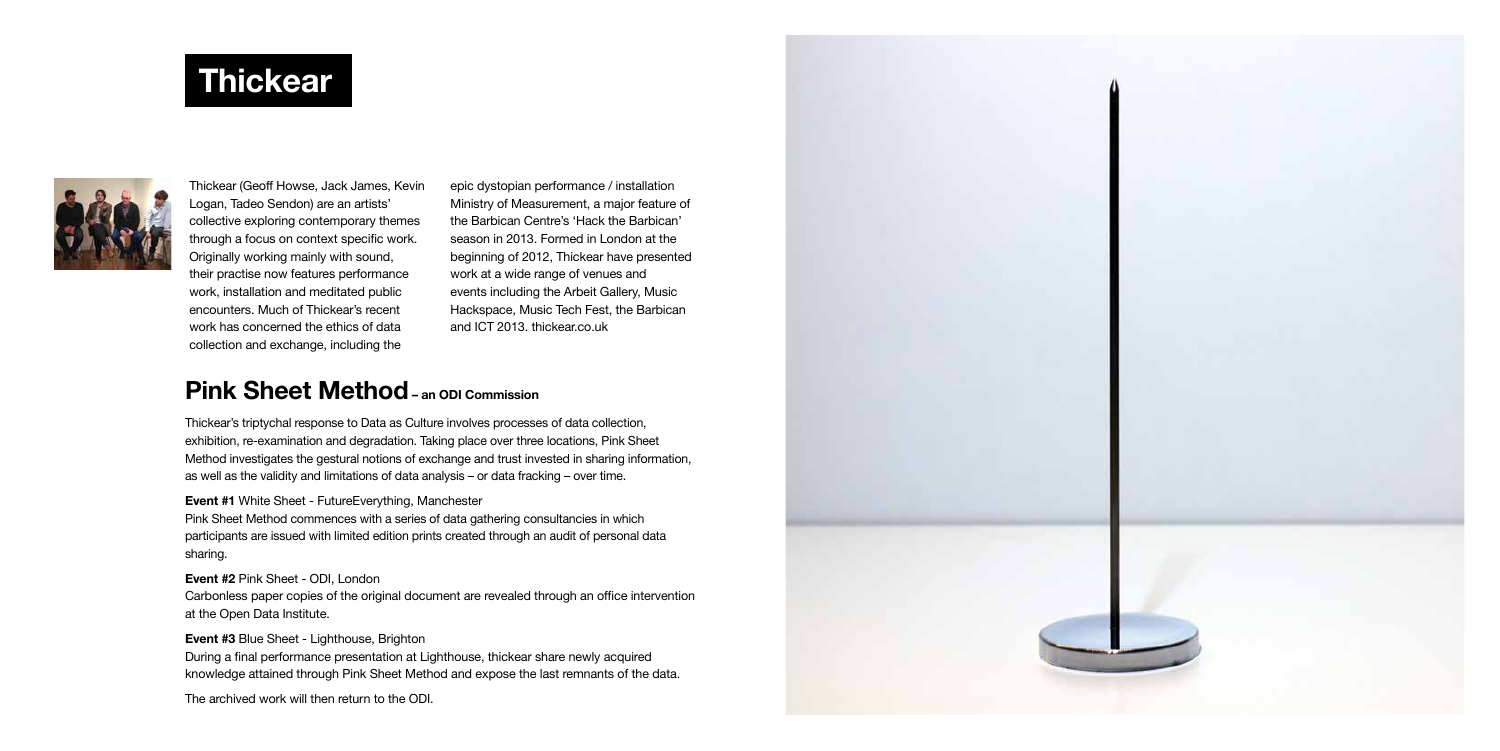# Thickear

Thickear (Geoff Howse, Jack James, Kevin Logan, Tadeo Sendon) are an artists' collective exploring contemporary themes through a focus on context specific work. Originally working mainly with sound, their practise now features performance work, installation and meditated public encounters. Much of Thickear's recent work has concerned the ethics of data collection and exchange, including the epic dystopian performance / installation Ministry of Measurement, a major feature of the Barbican Centre's 'Hack the Barbican' season in 2013. Formed in London at the beginning of 2012, Thickear have presented work at a wide range of venues and events including the Arbeit Gallery, Music Hackspace, Music Tech Fest, the Barbican and ICT 2013. thickear.co.uk

## Pink Sheet Method – an ODI Commission

Thickear's triptychal response to Data as Culture involves processes of data collection, exhibition, re-examination and degradation. Taking place over three locations, Pink Sheet Method investigates the gestural notions of exchange and trust invested in sharing information, as well as the validity and limitations of data analysis – or data fracking – over time.

**Event #1** White Sheet - FutureEverything, Manchester
Pink Sheet Method commences with a series of data gathering consultancies in which participants are issued with limited edition prints created through an audit of personal data sharing.

**Event #2** Pink Sheet - ODI, London
Carbonless paper copies of the original document are revealed through an office intervention at the Open Data Institute.

**Event #3** Blue Sheet - Lighthouse, Brighton
During a final performance presentation at Lighthouse, thickear share newly acquired knowledge attained through Pink Sheet Method and expose the last remnants of the data.

The archived work will then return to the ODI.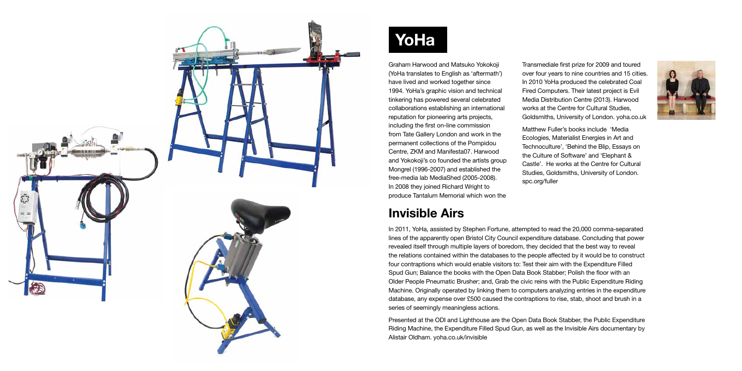# YoHa

Graham Harwood and Matsuko Yokokoji (YoHa translates to English as 'aftermath') have lived and worked together since 1994. YoHa's graphic vision and technical tinkering has powered several celebrated collaborations establishing an international reputation for pioneering arts projects, including the first on-line commission from Tate Gallery London and work in the permanent collections of the Pompidou Centre, ZKM and Manifesta07. Harwood and Yokokoji's co founded the artists group Mongrel (1996-2007) and established the free-media lab MediaShed (2005-2008). In 2008 they joined Richard Wright to produce Tantalum Memorial which won the Transmediale first prize for 2009 and toured over four years to nine countries and 15 cities. In 2010 YoHa produced the celebrated Coal Fired Computers. Their latest project is Evil Media Distribution Centre (2013). Harwood works at the Centre for Cultural Studies, Goldsmiths, University of London. yoha.co.uk

Matthew Fuller's books include 'Media Ecologies, Materialist Energies in Art and Technoculture', 'Behind the Blip, Essays on the Culture of Software' and 'Elephant & Castle'. He works at the Centre for Cultural Studies, Goldsmiths, University of London. spc.org/fuller

## Invisible Airs

In 2011, YoHa, assisted by Stephen Fortune, attempted to read the 20,000 comma-separated lines of the apparently open Bristol City Council expenditure database. Concluding that power revealed itself through multiple layers of boredom, they decided that the best way to reveal the relations contained within the databases to the people affected by it would be to construct four contraptions which would enable visitors to: Test their aim with the Expenditure Filled Spud Gun; Balance the books with the Open Data Book Stabber; Polish the floor with an Older People Pneumatic Brusher; and, Grab the civic reins with the Public Expenditure Riding Machine. Originally operated by linking them to computers analyzing entries in the expenditure database, any expense over £500 caused the contraptions to rise, stab, shoot and brush in a series of seemingly meaningless actions.

Presented at the ODI and Lighthouse are the Open Data Book Stabber, the Public Expenditure Riding Machine, the Expenditure Filled Spud Gun, as well as the Invisible Airs documentary by Alistair Oldham. yoha.co.uk/invisible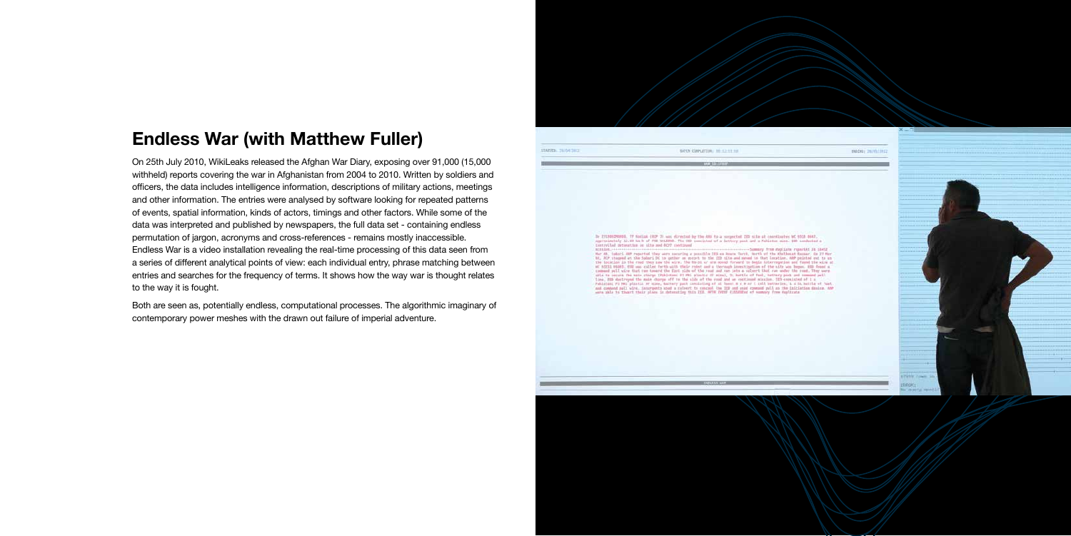## Endless War (with Matthew Fuller)

On 25th July 2010, WikiLeaks released the Afghan War Diary, exposing over 91,000 (15,000 withheld) reports covering the war in Afghanistan from 2004 to 2010. Written by soldiers and officers, the data includes intelligence information, descriptions of military actions, meetings and other information. The entries were analysed by software looking for repeated patterns of events, spatial information, kinds of actors, timings and other factors. While some of the data was interpreted and published by newspapers, the full data set - containing endless permutation of jargon, acronyms and cross-references - remains mostly inaccessible. Endless War is a video installation revealing the real-time processing of this data seen from a series of different analytical points of view: each individual entry, phrase matching between entries and searches for the frequency of terms. It shows how the way war is thought relates to the way it is fought.

Both are seen as, potentially endless, computational processes. The algorithmic imaginary of contemporary power meshes with the drawn out failure of imperial adventure.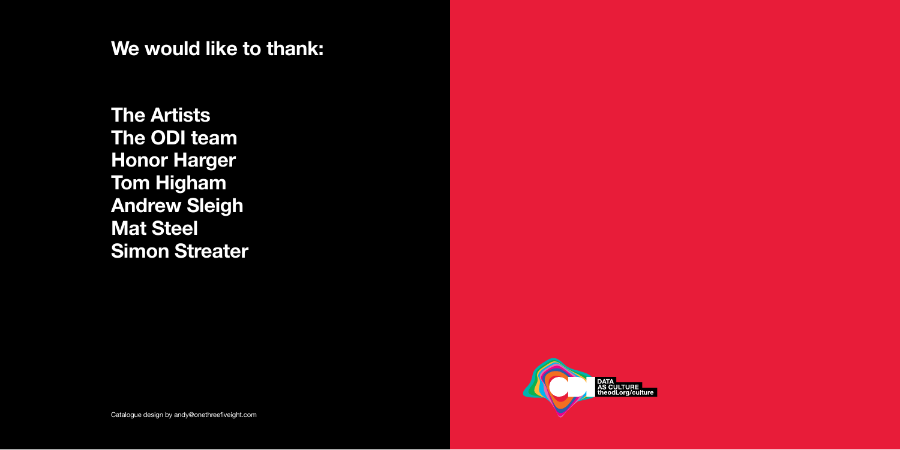## We would like to thank:

**The Artists**
**The ODI team**
**Honor Harger**
**Tom Higham**
**Andrew Sleigh**
**Mat Steel**
**Simon Streater**

Catalogue design by andy@onethreefiveight.com

DATA
AS CULTURE
theodi.org/culture